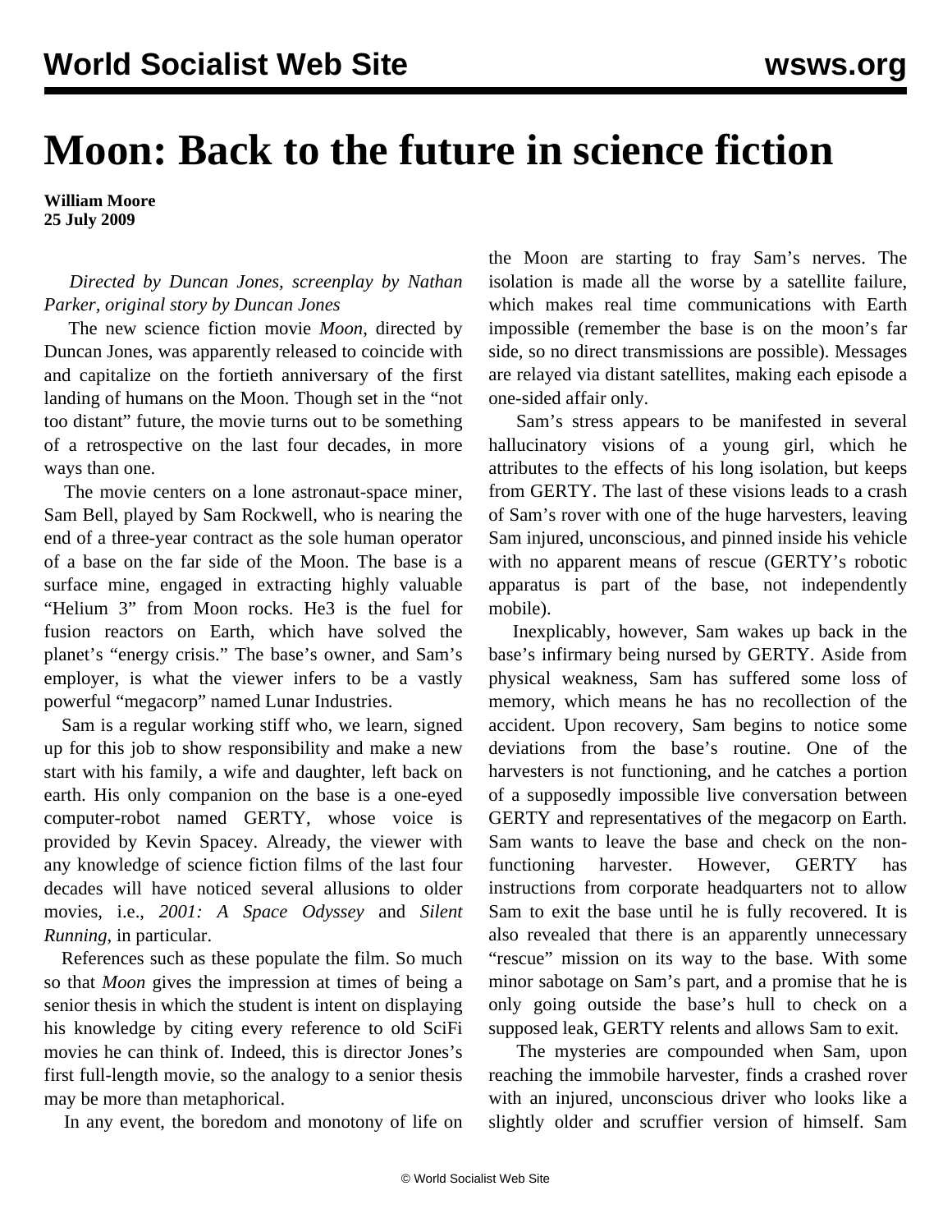# Moon: Back to the future in science fiction

**William Moore**
**25 July 2009**

*Directed by Duncan Jones, screenplay by Nathan Parker, original story by Duncan Jones*

The new science fiction movie *Moon*, directed by Duncan Jones, was apparently released to coincide with and capitalize on the fortieth anniversary of the first landing of humans on the Moon. Though set in the "not too distant" future, the movie turns out to be something of a retrospective on the last four decades, in more ways than one.

The movie centers on a lone astronaut-space miner, Sam Bell, played by Sam Rockwell, who is nearing the end of a three-year contract as the sole human operator of a base on the far side of the Moon. The base is a surface mine, engaged in extracting highly valuable "Helium 3" from Moon rocks. He3 is the fuel for fusion reactors on Earth, which have solved the planet's "energy crisis." The base's owner, and Sam's employer, is what the viewer infers to be a vastly powerful "megacorp" named Lunar Industries.

Sam is a regular working stiff who, we learn, signed up for this job to show responsibility and make a new start with his family, a wife and daughter, left back on earth. His only companion on the base is a one-eyed computer-robot named GERTY, whose voice is provided by Kevin Spacey. Already, the viewer with any knowledge of science fiction films of the last four decades will have noticed several allusions to older movies, i.e., *2001: A Space Odyssey* and *Silent Running*, in particular.

References such as these populate the film. So much so that *Moon* gives the impression at times of being a senior thesis in which the student is intent on displaying his knowledge by citing every reference to old SciFi movies he can think of. Indeed, this is director Jones's first full-length movie, so the analogy to a senior thesis may be more than metaphorical.

In any event, the boredom and monotony of life on the Moon are starting to fray Sam's nerves. The isolation is made all the worse by a satellite failure, which makes real time communications with Earth impossible (remember the base is on the moon's far side, so no direct transmissions are possible). Messages are relayed via distant satellites, making each episode a one-sided affair only.

Sam's stress appears to be manifested in several hallucinatory visions of a young girl, which he attributes to the effects of his long isolation, but keeps from GERTY. The last of these visions leads to a crash of Sam's rover with one of the huge harvesters, leaving Sam injured, unconscious, and pinned inside his vehicle with no apparent means of rescue (GERTY's robotic apparatus is part of the base, not independently mobile).

Inexplicably, however, Sam wakes up back in the base's infirmary being nursed by GERTY. Aside from physical weakness, Sam has suffered some loss of memory, which means he has no recollection of the accident. Upon recovery, Sam begins to notice some deviations from the base's routine. One of the harvesters is not functioning, and he catches a portion of a supposedly impossible live conversation between GERTY and representatives of the megacorp on Earth. Sam wants to leave the base and check on the non-functioning harvester. However, GERTY has instructions from corporate headquarters not to allow Sam to exit the base until he is fully recovered. It is also revealed that there is an apparently unnecessary "rescue" mission on its way to the base. With some minor sabotage on Sam's part, and a promise that he is only going outside the base's hull to check on a supposed leak, GERTY relents and allows Sam to exit.

The mysteries are compounded when Sam, upon reaching the immobile harvester, finds a crashed rover with an injured, unconscious driver who looks like a slightly older and scruffier version of himself. Sam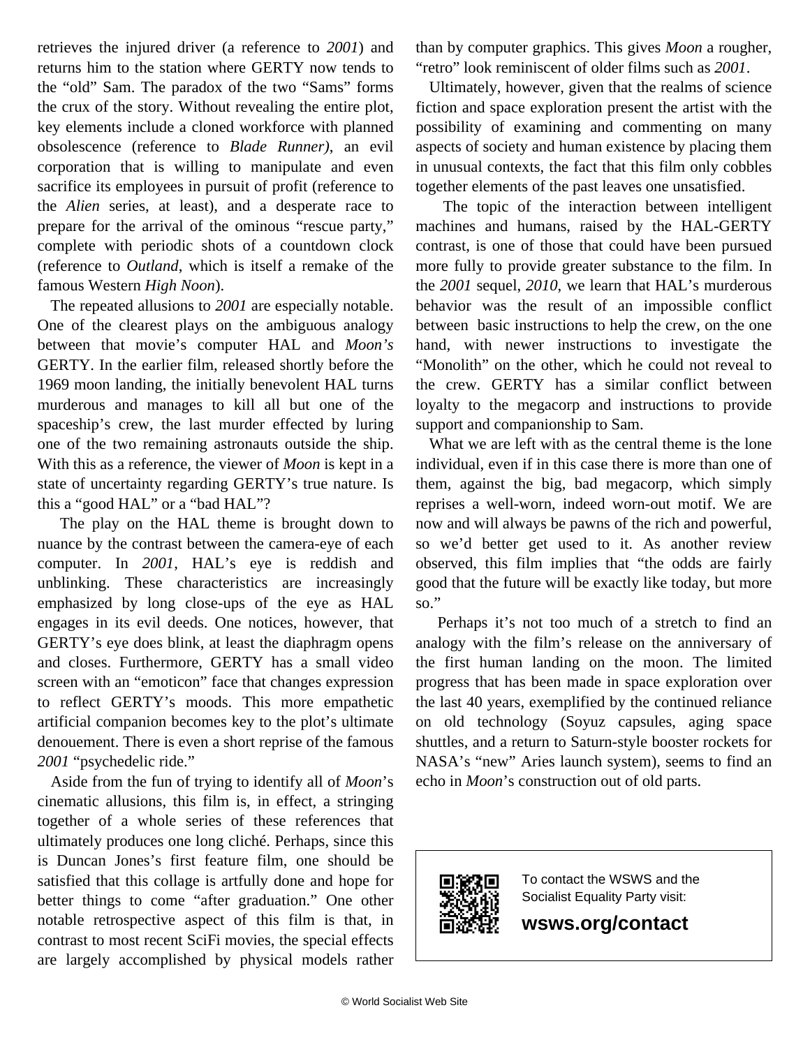retrieves the injured driver (a reference to *2001*) and returns him to the station where GERTY now tends to the "old" Sam. The paradox of the two "Sams" forms the crux of the story. Without revealing the entire plot, key elements include a cloned workforce with planned obsolescence (reference to *Blade Runner)*, an evil corporation that is willing to manipulate and even sacrifice its employees in pursuit of profit (reference to the *Alien* series, at least), and a desperate race to prepare for the arrival of the ominous "rescue party," complete with periodic shots of a countdown clock (reference to *Outland*, which is itself a remake of the famous Western *High Noon*).

The repeated allusions to *2001* are especially notable. One of the clearest plays on the ambiguous analogy between that movie's computer HAL and *Moon's* GERTY. In the earlier film, released shortly before the 1969 moon landing, the initially benevolent HAL turns murderous and manages to kill all but one of the spaceship's crew, the last murder effected by luring one of the two remaining astronauts outside the ship. With this as a reference, the viewer of *Moon* is kept in a state of uncertainty regarding GERTY's true nature. Is this a "good HAL" or a "bad HAL"?

The play on the HAL theme is brought down to nuance by the contrast between the camera-eye of each computer. In *2001*, HAL's eye is reddish and unblinking. These characteristics are increasingly emphasized by long close-ups of the eye as HAL engages in its evil deeds. One notices, however, that GERTY's eye does blink, at least the diaphragm opens and closes. Furthermore, GERTY has a small video screen with an "emoticon" face that changes expression to reflect GERTY's moods. This more empathetic artificial companion becomes key to the plot's ultimate denouement. There is even a short reprise of the famous *2001* "psychedelic ride."

Aside from the fun of trying to identify all of *Moon*'s cinematic allusions, this film is, in effect, a stringing together of a whole series of these references that ultimately produces one long cliché. Perhaps, since this is Duncan Jones's first feature film, one should be satisfied that this collage is artfully done and hope for better things to come "after graduation." One other notable retrospective aspect of this film is that, in contrast to most recent SciFi movies, the special effects are largely accomplished by physical models rather than by computer graphics. This gives *Moon* a rougher, "retro" look reminiscent of older films such as *2001*.

Ultimately, however, given that the realms of science fiction and space exploration present the artist with the possibility of examining and commenting on many aspects of society and human existence by placing them in unusual contexts, the fact that this film only cobbles together elements of the past leaves one unsatisfied.

The topic of the interaction between intelligent machines and humans, raised by the HAL-GERTY contrast, is one of those that could have been pursued more fully to provide greater substance to the film. In the *2001* sequel, *2010*, we learn that HAL's murderous behavior was the result of an impossible conflict between basic instructions to help the crew, on the one hand, with newer instructions to investigate the "Monolith" on the other, which he could not reveal to the crew. GERTY has a similar conflict between loyalty to the megacorp and instructions to provide support and companionship to Sam.

What we are left with as the central theme is the lone individual, even if in this case there is more than one of them, against the big, bad megacorp, which simply reprises a well-worn, indeed worn-out motif. We are now and will always be pawns of the rich and powerful, so we'd better get used to it. As another review observed, this film implies that "the odds are fairly good that the future will be exactly like today, but more so."

Perhaps it's not too much of a stretch to find an analogy with the film's release on the anniversary of the first human landing on the moon. The limited progress that has been made in space exploration over the last 40 years, exemplified by the continued reliance on old technology (Soyuz capsules, aging space shuttles, and a return to Saturn-style booster rockets for NASA's "new" Aries launch system), seems to find an echo in *Moon*'s construction out of old parts.

To contact the WSWS and the Socialist Equality Party visit:

**wsws.org/contact**